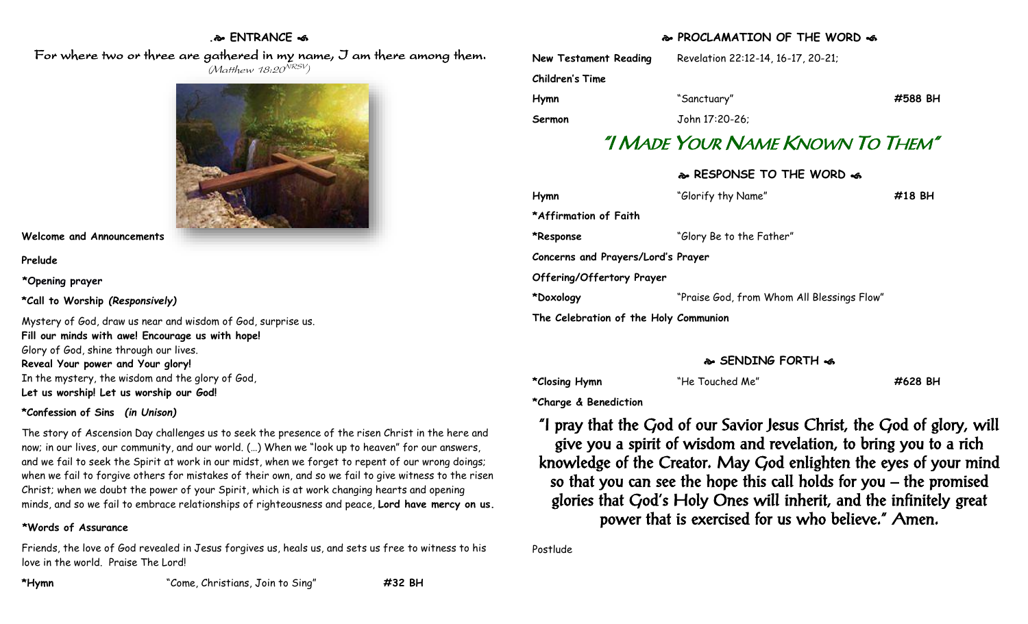## ENTRANCE

*For where two or three are gathered in my name, I am there among them.*
*(Matthew 18:20[NRSV])*

**Welcome and Announcements**

**Prelude**

**\*Opening prayer**

**\*Call to Worship *(Responsively)***

Mystery of God, draw us near and wisdom of God, surprise us.
**Fill our minds with awe! Encourage us with hope!**
Glory of God, shine through our lives.
**Reveal Your power and Your glory!**
In the mystery, the wisdom and the glory of God,
**Let us worship! Let us worship our God!**

**\*Confession of Sins *(in Unison)***

The story of Ascension Day challenges us to seek the presence of the risen Christ in the here and now; in our lives, our community, and our world. (…) When we "look up to heaven" for our answers, and we fail to seek the Spirit at work in our midst, when we forget to repent of our wrong doings; when we fail to forgive others for mistakes of their own, and so we fail to give witness to the risen Christ; when we doubt the power of your Spirit, which is at work changing hearts and opening minds, and so we fail to embrace relationships of righteousness and peace, **Lord have mercy on us.**

**\*Words of Assurance**

Friends, the love of God revealed in Jesus forgives us, heals us, and sets us free to witness to his love in the world. Praise The Lord!

**\*Hymn** "Come, Christians, Join to Sing" **#32 BH**

## PROCLAMATION OF THE WORD

**New Testament Reading** Revelation 22:12-14, 16-17, 20-21;

**Children's Time**

**Hymn** "Sanctuary" **#588 BH**

**Sermon** John 17:20-26;

# "I Made Your Name Known To Them"

## RESPONSE TO THE WORD

**Hymn** "Glorify thy Name" **#18 BH**

**\*Affirmation of Faith**

**\*Response** "Glory Be to the Father"

**Concerns and Prayers/Lord's Prayer**

**Offering/Offertory Prayer**

**\*Doxology** "Praise God, from Whom All Blessings Flow"

**The Celebration of the Holy Communion**

## SENDING FORTH

**\*Closing Hymn** "He Touched Me" **#628 BH**

**\*Charge & Benediction**

"I pray that the God of our Savior Jesus Christ, the God of glory, will give you a spirit of wisdom and revelation, to bring you to a rich knowledge of the Creator. May God enlighten the eyes of your mind so that you can see the hope this call holds for you – the promised glories that God's Holy Ones will inherit, and the infinitely great power that is exercised for us who believe." Amen.

Postlude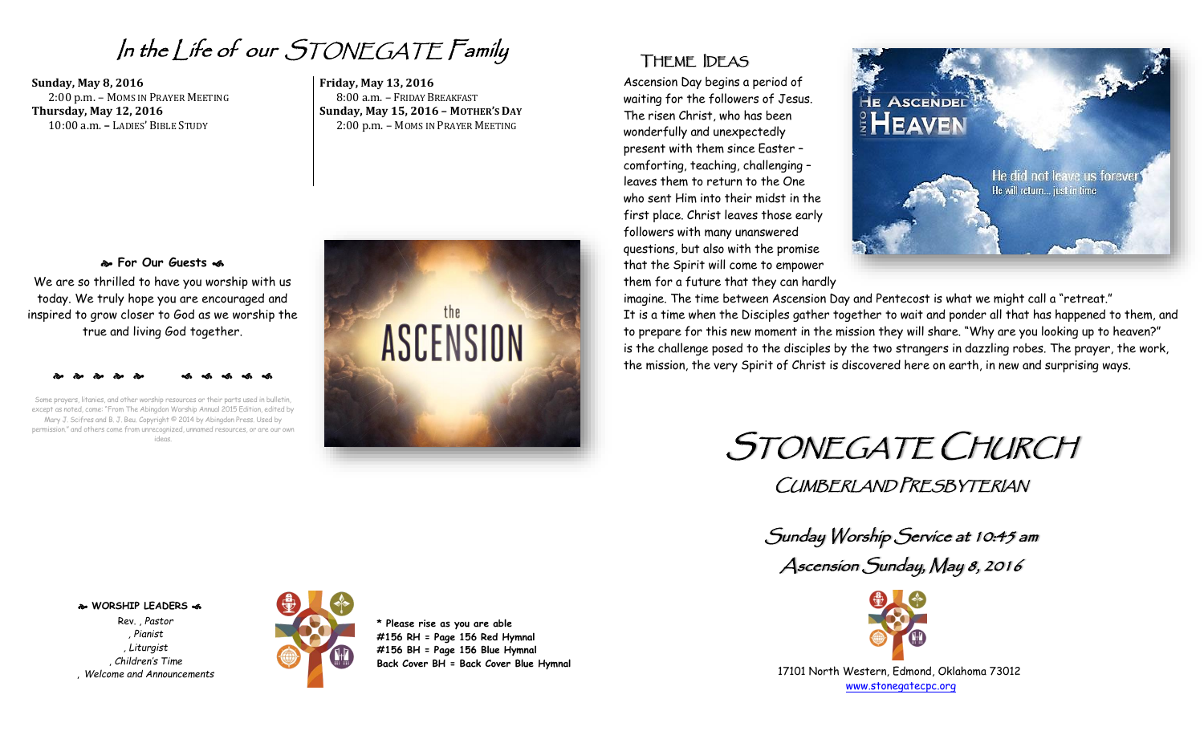# In the Life of our STONEGATE Family

**Sunday, May 8, 2016**
2:00 p.m. – Moms in Prayer Meeting
**Thursday, May 12, 2016**
10:00 a.m. – Ladies' Bible Study

**Friday, May 13, 2016**
8:00 a.m. – Friday Breakfast
**Sunday, May 15, 2016 – Mother's Day**
2:00 p.m. – Moms in Prayer Meeting

**For Our Guests**

We are so thrilled to have you worship with us today. We truly hope you are encouraged and inspired to grow closer to God as we worship the true and living God together.

Some prayers, litanies, and other worship resources or their parts used in bulletin, except as noted, come: "From The Abingdon Worship Annual 2015 Edition, edited by Mary J. Scifres and B. J. Beu. Copyright © 2014 by Abingdon Press. Used by permission." and others come from unrecognized, unnamed resources, or are our own ideas.

**WORSHIP LEADERS**

Rev. , *Pastor*
, *Pianist*
, *Liturgist*
, *Children's Time*
, *Welcome and Announcements*

**\* Please rise as you are able**
**#156 RH = Page 156 Red Hymnal**
**#156 BH = Page 156 Blue Hymnal**
**Back Cover BH = Back Cover Blue Hymnal**

## Theme Ideas

Ascension Day begins a period of waiting for the followers of Jesus. The risen Christ, who has been wonderfully and unexpectedly present with them since Easter – comforting, teaching, challenging – leaves them to return to the One who sent Him into their midst in the first place. Christ leaves those early followers with many unanswered questions, but also with the promise that the Spirit will come to empower them for a future that they can hardly imagine. The time between Ascension Day and Pentecost is what we might call a "retreat." It is a time when the Disciples gather together to wait and ponder all that has happened to them, and to prepare for this new moment in the mission they will share. "Why are you looking up to heaven?" is the challenge posed to the disciples by the two strangers in dazzling robes. The prayer, the work, the mission, the very Spirit of Christ is discovered here on earth, in new and surprising ways.

# STONEGATE CHURCH

## CUMBERLAND PRESBYTERIAN

*Sunday Worship Service at 10:45 am*

*Ascension Sunday, May 8, 2016*

17101 North Western, Edmond, Oklahoma 73012
www.stonegatecpc.org